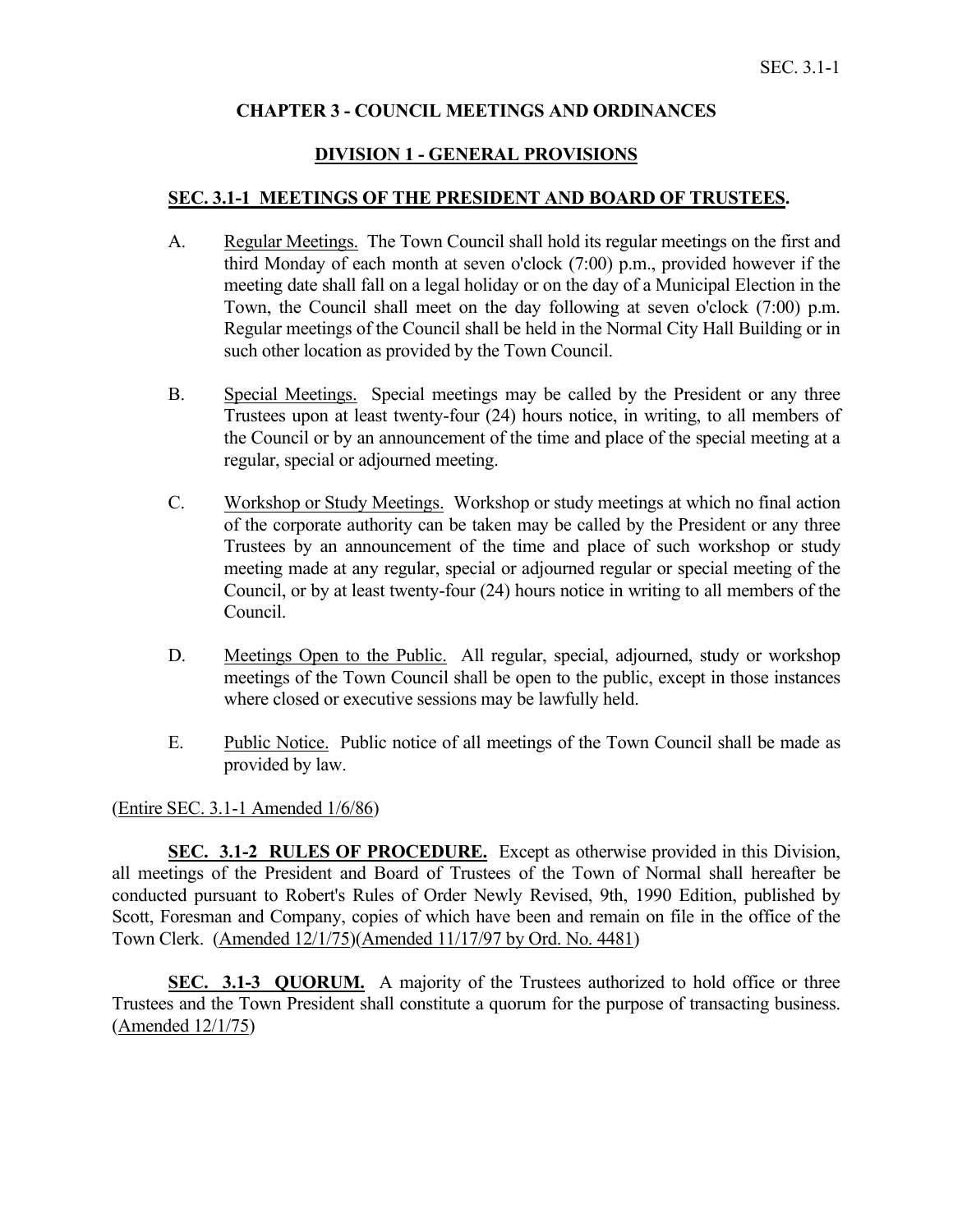# CHAPTER 3 - COUNCIL MEETINGS AND ORDINANCES

## DIVISION 1 - GENERAL PROVISIONS

### SEC. 3.1-1 MEETINGS OF THE PRESIDENT AND BOARD OF TRUSTEES.

A. Regular Meetings. The Town Council shall hold its regular meetings on the first and third Monday of each month at seven o'clock (7:00) p.m., provided however if the meeting date shall fall on a legal holiday or on the day of a Municipal Election in the Town, the Council shall meet on the day following at seven o'clock (7:00) p.m. Regular meetings of the Council shall be held in the Normal City Hall Building or in such other location as provided by the Town Council.

B. Special Meetings. Special meetings may be called by the President or any three Trustees upon at least twenty-four (24) hours notice, in writing, to all members of the Council or by an announcement of the time and place of the special meeting at a regular, special or adjourned meeting.

C. Workshop or Study Meetings. Workshop or study meetings at which no final action of the corporate authority can be taken may be called by the President or any three Trustees by an announcement of the time and place of such workshop or study meeting made at any regular, special or adjourned regular or special meeting of the Council, or by at least twenty-four (24) hours notice in writing to all members of the Council.

D. Meetings Open to the Public. All regular, special, adjourned, study or workshop meetings of the Town Council shall be open to the public, except in those instances where closed or executive sessions may be lawfully held.

E. Public Notice. Public notice of all meetings of the Town Council shall be made as provided by law.

(Entire SEC. 3.1-1 Amended 1/6/86)

**SEC. 3.1-2 RULES OF PROCEDURE.** Except as otherwise provided in this Division, all meetings of the President and Board of Trustees of the Town of Normal shall hereafter be conducted pursuant to Robert's Rules of Order Newly Revised, 9th, 1990 Edition, published by Scott, Foresman and Company, copies of which have been and remain on file in the office of the Town Clerk. (Amended 12/1/75)(Amended 11/17/97 by Ord. No. 4481)

**SEC. 3.1-3 QUORUM.** A majority of the Trustees authorized to hold office or three Trustees and the Town President shall constitute a quorum for the purpose of transacting business. (Amended 12/1/75)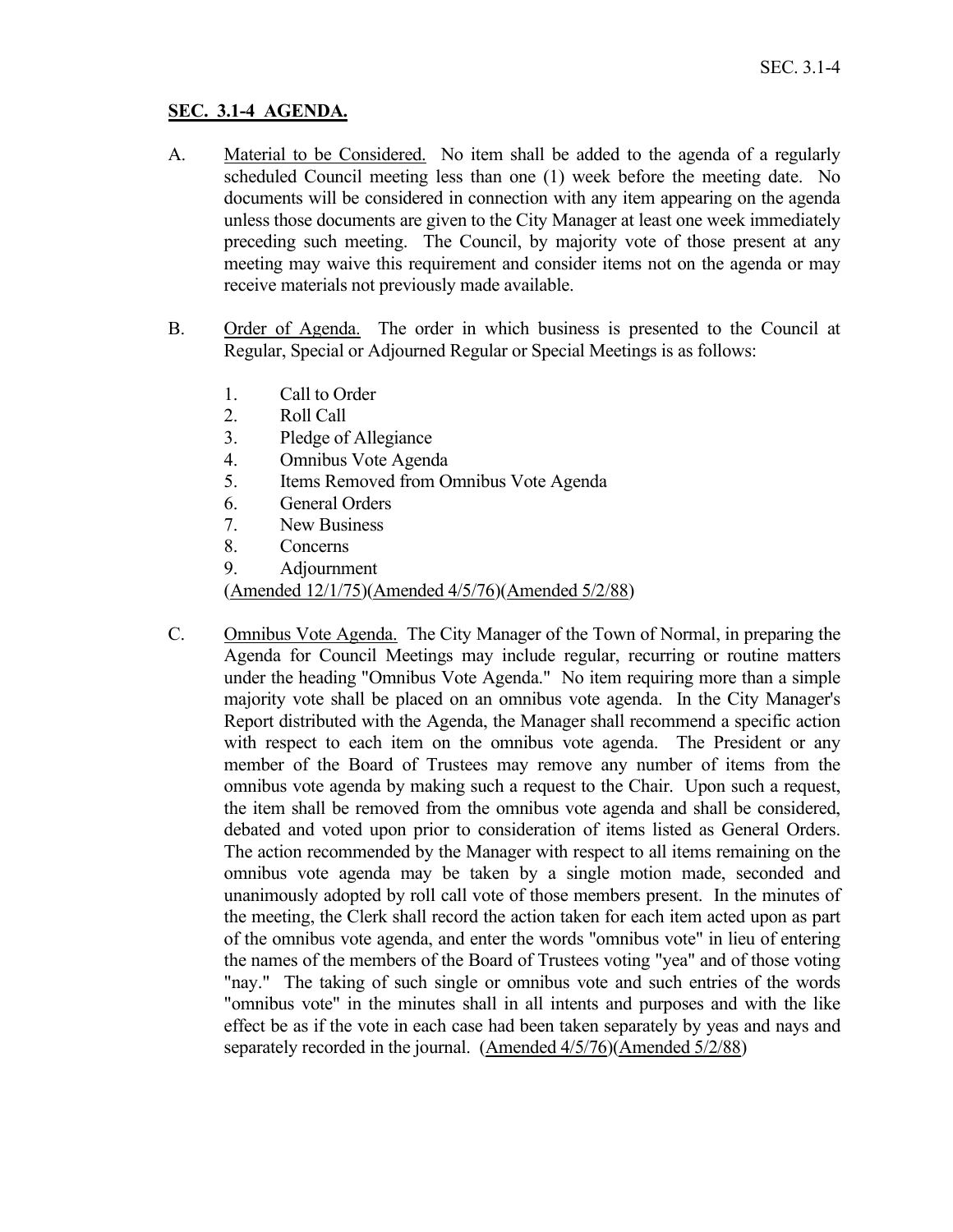## SEC. 3.1-4 AGENDA.

A. Material to be Considered. No item shall be added to the agenda of a regularly scheduled Council meeting less than one (1) week before the meeting date. No documents will be considered in connection with any item appearing on the agenda unless those documents are given to the City Manager at least one week immediately preceding such meeting. The Council, by majority vote of those present at any meeting may waive this requirement and consider items not on the agenda or may receive materials not previously made available.

B. Order of Agenda. The order in which business is presented to the Council at Regular, Special or Adjourned Regular or Special Meetings is as follows:

1. Call to Order
2. Roll Call
3. Pledge of Allegiance
4. Omnibus Vote Agenda
5. Items Removed from Omnibus Vote Agenda
6. General Orders
7. New Business
8. Concerns
9. Adjournment

(Amended 12/1/75)(Amended 4/5/76)(Amended 5/2/88)

C. Omnibus Vote Agenda. The City Manager of the Town of Normal, in preparing the Agenda for Council Meetings may include regular, recurring or routine matters under the heading "Omnibus Vote Agenda." No item requiring more than a simple majority vote shall be placed on an omnibus vote agenda. In the City Manager's Report distributed with the Agenda, the Manager shall recommend a specific action with respect to each item on the omnibus vote agenda. The President or any member of the Board of Trustees may remove any number of items from the omnibus vote agenda by making such a request to the Chair. Upon such a request, the item shall be removed from the omnibus vote agenda and shall be considered, debated and voted upon prior to consideration of items listed as General Orders. The action recommended by the Manager with respect to all items remaining on the omnibus vote agenda may be taken by a single motion made, seconded and unanimously adopted by roll call vote of those members present. In the minutes of the meeting, the Clerk shall record the action taken for each item acted upon as part of the omnibus vote agenda, and enter the words "omnibus vote" in lieu of entering the names of the members of the Board of Trustees voting "yea" and of those voting "nay." The taking of such single or omnibus vote and such entries of the words "omnibus vote" in the minutes shall in all intents and purposes and with the like effect be as if the vote in each case had been taken separately by yeas and nays and separately recorded in the journal. (Amended 4/5/76)(Amended 5/2/88)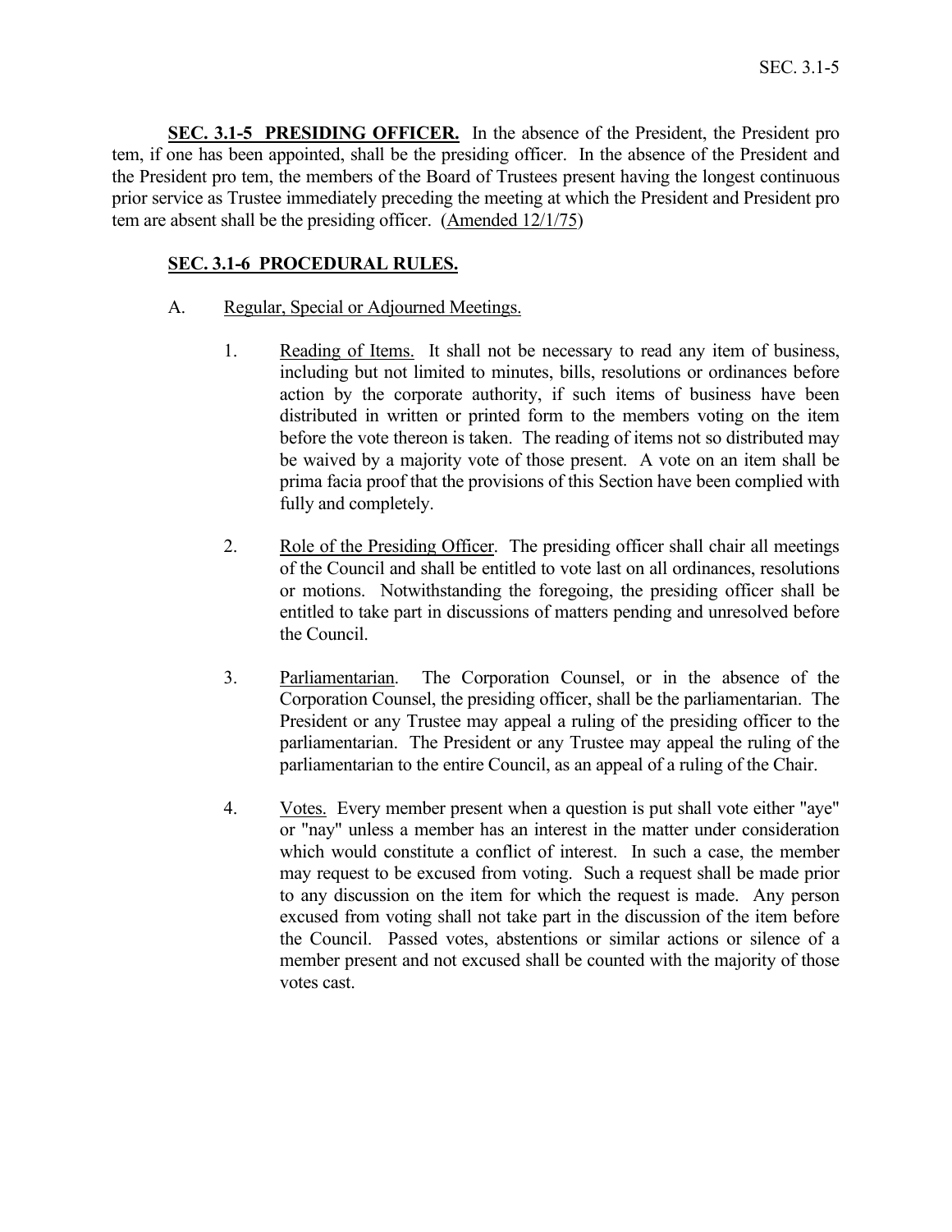**SEC. 3.1-5 PRESIDING OFFICER.** In the absence of the President, the President pro tem, if one has been appointed, shall be the presiding officer. In the absence of the President and the President pro tem, the members of the Board of Trustees present having the longest continuous prior service as Trustee immediately preceding the meeting at which the President and President pro tem are absent shall be the presiding officer. (Amended 12/1/75)

**SEC. 3.1-6 PROCEDURAL RULES.**

A. Regular, Special or Adjourned Meetings.

1. Reading of Items. It shall not be necessary to read any item of business, including but not limited to minutes, bills, resolutions or ordinances before action by the corporate authority, if such items of business have been distributed in written or printed form to the members voting on the item before the vote thereon is taken. The reading of items not so distributed may be waived by a majority vote of those present. A vote on an item shall be prima facia proof that the provisions of this Section have been complied with fully and completely.

2. Role of the Presiding Officer. The presiding officer shall chair all meetings of the Council and shall be entitled to vote last on all ordinances, resolutions or motions. Notwithstanding the foregoing, the presiding officer shall be entitled to take part in discussions of matters pending and unresolved before the Council.

3. Parliamentarian. The Corporation Counsel, or in the absence of the Corporation Counsel, the presiding officer, shall be the parliamentarian. The President or any Trustee may appeal a ruling of the presiding officer to the parliamentarian. The President or any Trustee may appeal the ruling of the parliamentarian to the entire Council, as an appeal of a ruling of the Chair.

4. Votes. Every member present when a question is put shall vote either "aye" or "nay" unless a member has an interest in the matter under consideration which would constitute a conflict of interest. In such a case, the member may request to be excused from voting. Such a request shall be made prior to any discussion on the item for which the request is made. Any person excused from voting shall not take part in the discussion of the item before the Council. Passed votes, abstentions or similar actions or silence of a member present and not excused shall be counted with the majority of those votes cast.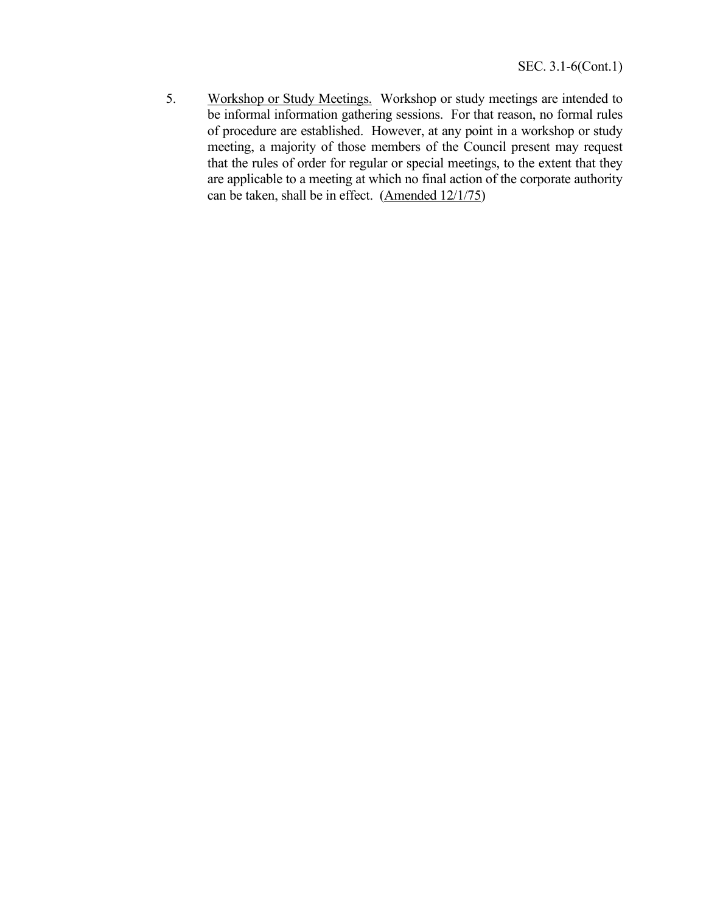5. Workshop or Study Meetings. Workshop or study meetings are intended to be informal information gathering sessions. For that reason, no formal rules of procedure are established. However, at any point in a workshop or study meeting, a majority of those members of the Council present may request that the rules of order for regular or special meetings, to the extent that they are applicable to a meeting at which no final action of the corporate authority can be taken, shall be in effect. (Amended 12/1/75)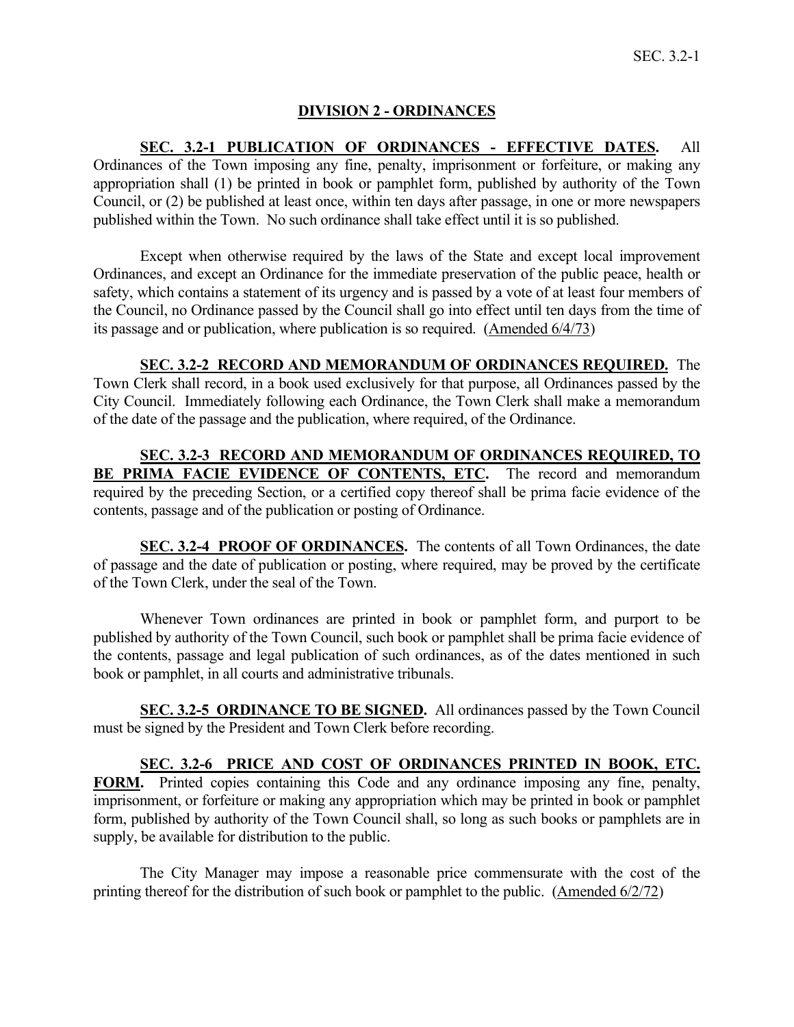## DIVISION 2 - ORDINANCES

**SEC. 3.2-1 PUBLICATION OF ORDINANCES - EFFECTIVE DATES.** All Ordinances of the Town imposing any fine, penalty, imprisonment or forfeiture, or making any appropriation shall (1) be printed in book or pamphlet form, published by authority of the Town Council, or (2) be published at least once, within ten days after passage, in one or more newspapers published within the Town. No such ordinance shall take effect until it is so published.

Except when otherwise required by the laws of the State and except local improvement Ordinances, and except an Ordinance for the immediate preservation of the public peace, health or safety, which contains a statement of its urgency and is passed by a vote of at least four members of the Council, no Ordinance passed by the Council shall go into effect until ten days from the time of its passage and or publication, where publication is so required. (Amended 6/4/73)

**SEC. 3.2-2 RECORD AND MEMORANDUM OF ORDINANCES REQUIRED.** The Town Clerk shall record, in a book used exclusively for that purpose, all Ordinances passed by the City Council. Immediately following each Ordinance, the Town Clerk shall make a memorandum of the date of the passage and the publication, where required, of the Ordinance.

**SEC. 3.2-3 RECORD AND MEMORANDUM OF ORDINANCES REQUIRED, TO BE PRIMA FACIE EVIDENCE OF CONTENTS, ETC.** The record and memorandum required by the preceding Section, or a certified copy thereof shall be prima facie evidence of the contents, passage and of the publication or posting of Ordinance.

**SEC. 3.2-4 PROOF OF ORDINANCES.** The contents of all Town Ordinances, the date of passage and the date of publication or posting, where required, may be proved by the certificate of the Town Clerk, under the seal of the Town.

Whenever Town ordinances are printed in book or pamphlet form, and purport to be published by authority of the Town Council, such book or pamphlet shall be prima facie evidence of the contents, passage and legal publication of such ordinances, as of the dates mentioned in such book or pamphlet, in all courts and administrative tribunals.

**SEC. 3.2-5 ORDINANCE TO BE SIGNED.** All ordinances passed by the Town Council must be signed by the President and Town Clerk before recording.

**SEC. 3.2-6 PRICE AND COST OF ORDINANCES PRINTED IN BOOK, ETC. FORM.** Printed copies containing this Code and any ordinance imposing any fine, penalty, imprisonment, or forfeiture or making any appropriation which may be printed in book or pamphlet form, published by authority of the Town Council shall, so long as such books or pamphlets are in supply, be available for distribution to the public.

The City Manager may impose a reasonable price commensurate with the cost of the printing thereof for the distribution of such book or pamphlet to the public. (Amended 6/2/72)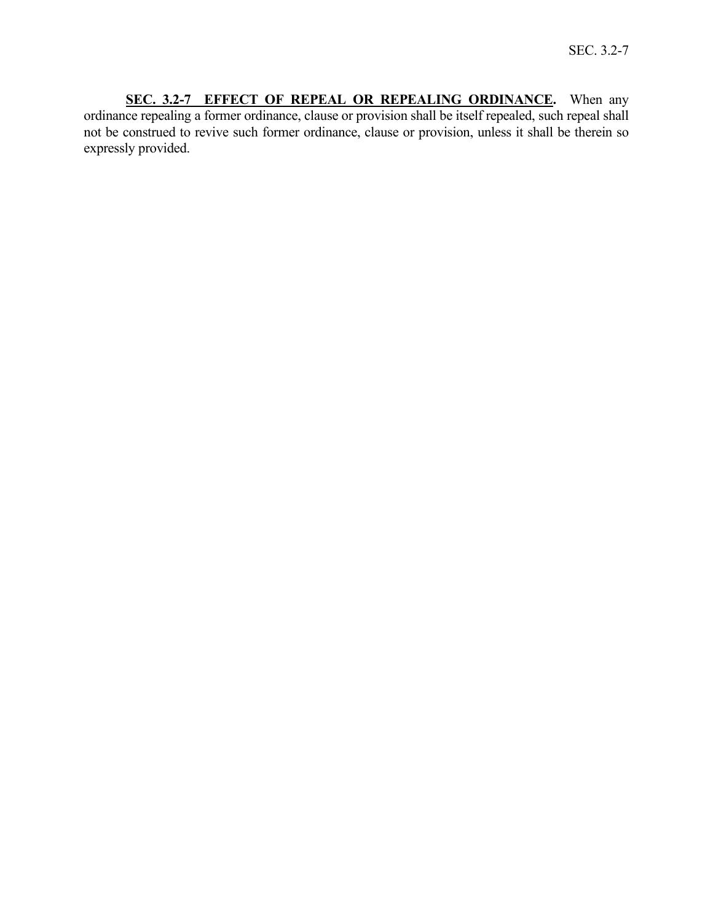**SEC. 3.2-7 EFFECT OF REPEAL OR REPEALING ORDINANCE.** When any ordinance repealing a former ordinance, clause or provision shall be itself repealed, such repeal shall not be construed to revive such former ordinance, clause or provision, unless it shall be therein so expressly provided.